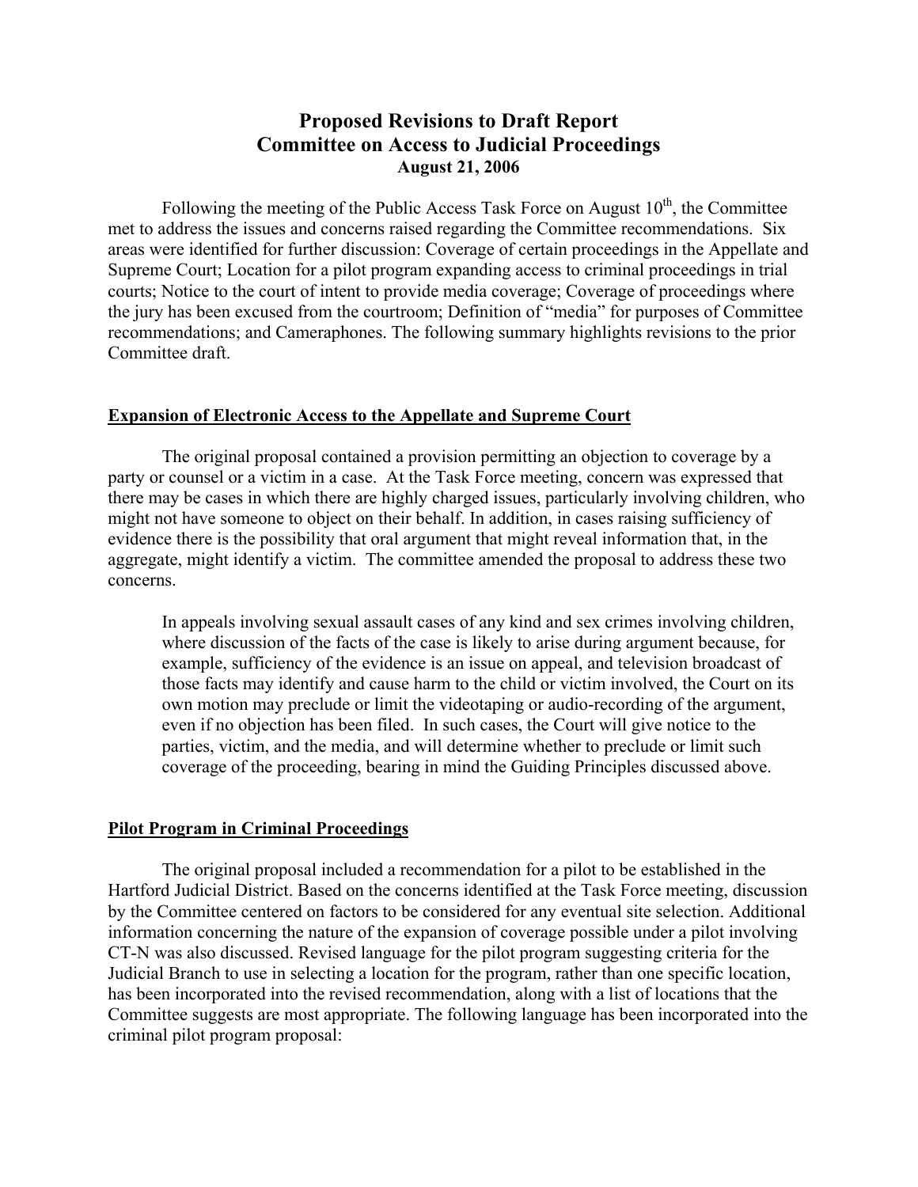# Proposed Revisions to Draft Report
# Committee on Access to Judicial Proceedings
### August 21, 2006

Following the meeting of the Public Access Task Force on August 10th, the Committee met to address the issues and concerns raised regarding the Committee recommendations. Six areas were identified for further discussion: Coverage of certain proceedings in the Appellate and Supreme Court; Location for a pilot program expanding access to criminal proceedings in trial courts; Notice to the court of intent to provide media coverage; Coverage of proceedings where the jury has been excused from the courtroom; Definition of "media" for purposes of Committee recommendations; and Cameraphones. The following summary highlights revisions to the prior Committee draft.

## Expansion of Electronic Access to the Appellate and Supreme Court

The original proposal contained a provision permitting an objection to coverage by a party or counsel or a victim in a case. At the Task Force meeting, concern was expressed that there may be cases in which there are highly charged issues, particularly involving children, who might not have someone to object on their behalf. In addition, in cases raising sufficiency of evidence there is the possibility that oral argument that might reveal information that, in the aggregate, might identify a victim. The committee amended the proposal to address these two concerns.

> In appeals involving sexual assault cases of any kind and sex crimes involving children, where discussion of the facts of the case is likely to arise during argument because, for example, sufficiency of the evidence is an issue on appeal, and television broadcast of those facts may identify and cause harm to the child or victim involved, the Court on its own motion may preclude or limit the videotaping or audio-recording of the argument, even if no objection has been filed. In such cases, the Court will give notice to the parties, victim, and the media, and will determine whether to preclude or limit such coverage of the proceeding, bearing in mind the Guiding Principles discussed above.

## Pilot Program in Criminal Proceedings

The original proposal included a recommendation for a pilot to be established in the Hartford Judicial District. Based on the concerns identified at the Task Force meeting, discussion by the Committee centered on factors to be considered for any eventual site selection. Additional information concerning the nature of the expansion of coverage possible under a pilot involving CT-N was also discussed. Revised language for the pilot program suggesting criteria for the Judicial Branch to use in selecting a location for the program, rather than one specific location, has been incorporated into the revised recommendation, along with a list of locations that the Committee suggests are most appropriate. The following language has been incorporated into the criminal pilot program proposal: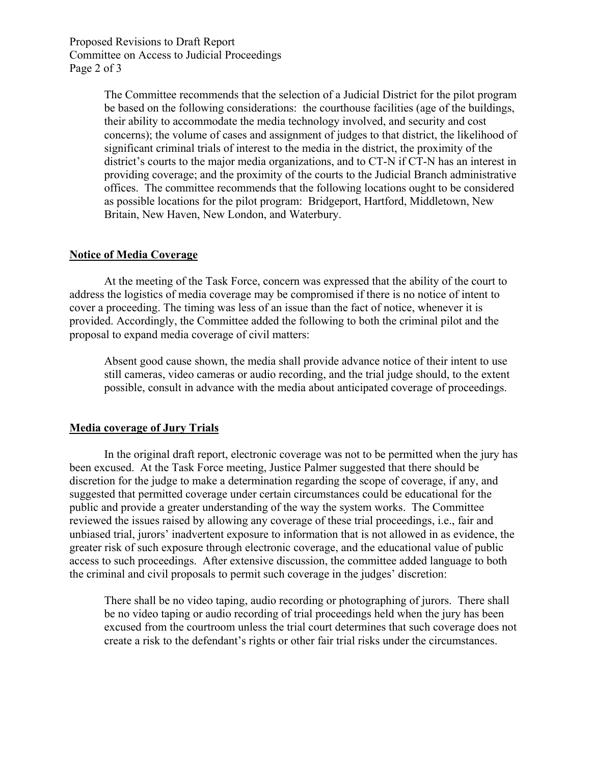The Committee recommends that the selection of a Judicial District for the pilot program be based on the following considerations: the courthouse facilities (age of the buildings, their ability to accommodate the media technology involved, and security and cost concerns); the volume of cases and assignment of judges to that district, the likelihood of significant criminal trials of interest to the media in the district, the proximity of the district's courts to the major media organizations, and to CT-N if CT-N has an interest in providing coverage; and the proximity of the courts to the Judicial Branch administrative offices. The committee recommends that the following locations ought to be considered as possible locations for the pilot program: Bridgeport, Hartford, Middletown, New Britain, New Haven, New London, and Waterbury.

## Notice of Media Coverage

At the meeting of the Task Force, concern was expressed that the ability of the court to address the logistics of media coverage may be compromised if there is no notice of intent to cover a proceeding. The timing was less of an issue than the fact of notice, whenever it is provided. Accordingly, the Committee added the following to both the criminal pilot and the proposal to expand media coverage of civil matters:

> Absent good cause shown, the media shall provide advance notice of their intent to use still cameras, video cameras or audio recording, and the trial judge should, to the extent possible, consult in advance with the media about anticipated coverage of proceedings.

## Media coverage of Jury Trials

In the original draft report, electronic coverage was not to be permitted when the jury has been excused. At the Task Force meeting, Justice Palmer suggested that there should be discretion for the judge to make a determination regarding the scope of coverage, if any, and suggested that permitted coverage under certain circumstances could be educational for the public and provide a greater understanding of the way the system works. The Committee reviewed the issues raised by allowing any coverage of these trial proceedings, i.e., fair and unbiased trial, jurors' inadvertent exposure to information that is not allowed in as evidence, the greater risk of such exposure through electronic coverage, and the educational value of public access to such proceedings. After extensive discussion, the committee added language to both the criminal and civil proposals to permit such coverage in the judges' discretion:

> There shall be no video taping, audio recording or photographing of jurors. There shall be no video taping or audio recording of trial proceedings held when the jury has been excused from the courtroom unless the trial court determines that such coverage does not create a risk to the defendant's rights or other fair trial risks under the circumstances.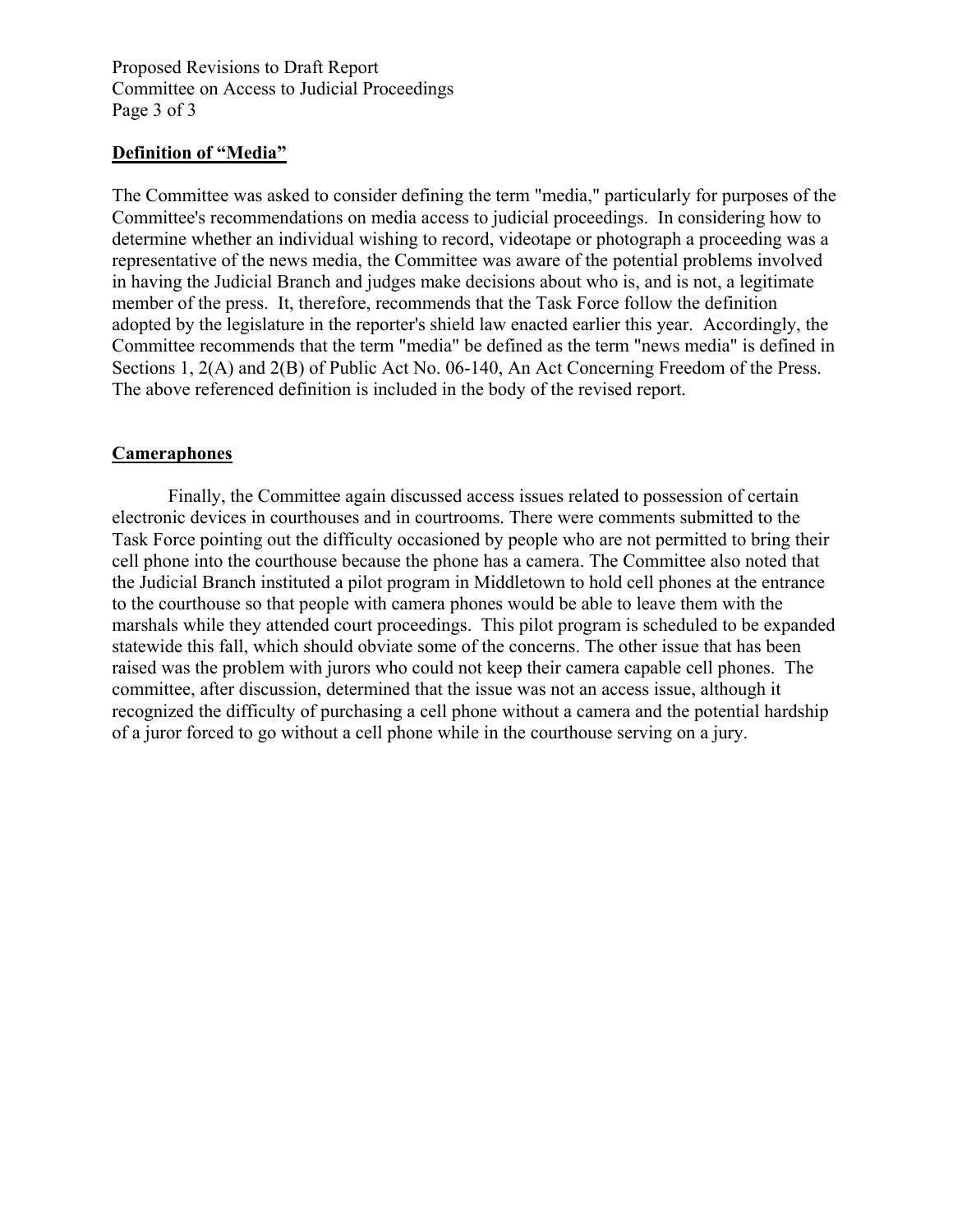## Definition of "Media"

The Committee was asked to consider defining the term "media," particularly for purposes of the Committee's recommendations on media access to judicial proceedings. In considering how to determine whether an individual wishing to record, videotape or photograph a proceeding was a representative of the news media, the Committee was aware of the potential problems involved in having the Judicial Branch and judges make decisions about who is, and is not, a legitimate member of the press. It, therefore, recommends that the Task Force follow the definition adopted by the legislature in the reporter's shield law enacted earlier this year. Accordingly, the Committee recommends that the term "media" be defined as the term "news media" is defined in Sections 1, 2(A) and 2(B) of Public Act No. 06-140, An Act Concerning Freedom of the Press. The above referenced definition is included in the body of the revised report.

## Cameraphones

Finally, the Committee again discussed access issues related to possession of certain electronic devices in courthouses and in courtrooms. There were comments submitted to the Task Force pointing out the difficulty occasioned by people who are not permitted to bring their cell phone into the courthouse because the phone has a camera. The Committee also noted that the Judicial Branch instituted a pilot program in Middletown to hold cell phones at the entrance to the courthouse so that people with camera phones would be able to leave them with the marshals while they attended court proceedings. This pilot program is scheduled to be expanded statewide this fall, which should obviate some of the concerns. The other issue that has been raised was the problem with jurors who could not keep their camera capable cell phones. The committee, after discussion, determined that the issue was not an access issue, although it recognized the difficulty of purchasing a cell phone without a camera and the potential hardship of a juror forced to go without a cell phone while in the courthouse serving on a jury.